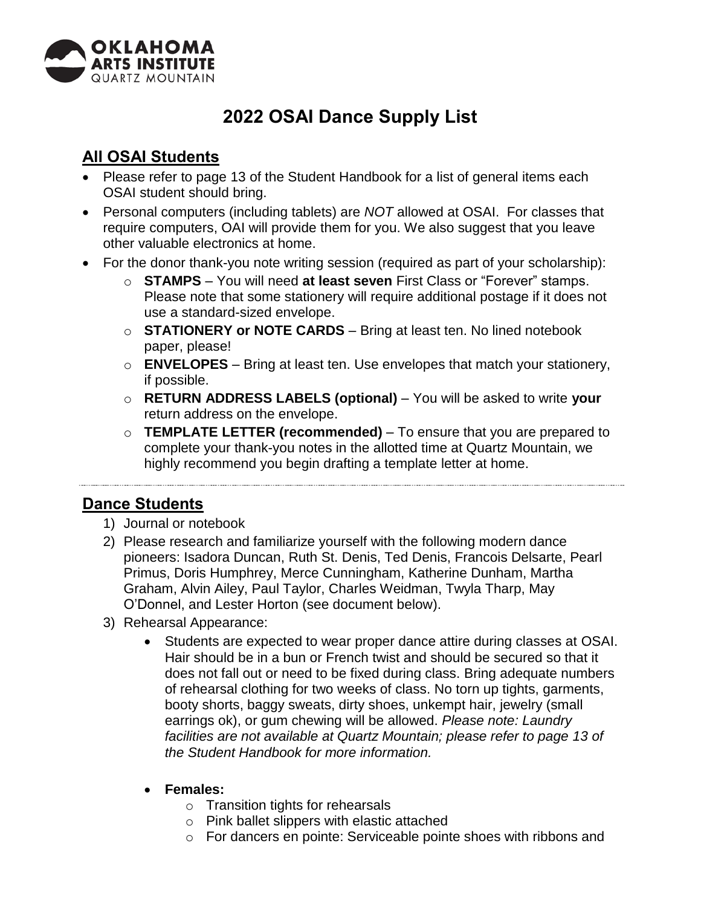# 2022 OSAI Dance Supply List

## All OSAI Students

- Please refer to page 13 of the Student Handbook for a list of general items each OSAI student should bring.
- Personal computers (including tablets) are *NOT* allowed at OSAI. For classes that require computers, OAI will provide them for you. We also suggest that you leave other valuable electronics at home.
- For the donor thank-you note writing session (required as part of your scholarship):
    - **STAMPS** – You will need **at least seven** First Class or "Forever" stamps. Please note that some stationery will require additional postage if it does not use a standard-sized envelope.
    - **STATIONERY or NOTE CARDS** – Bring at least ten. No lined notebook paper, please!
    - **ENVELOPES** – Bring at least ten. Use envelopes that match your stationery, if possible.
    - **RETURN ADDRESS LABELS (optional)** – You will be asked to write **your** return address on the envelope.
    - **TEMPLATE LETTER (recommended)** – To ensure that you are prepared to complete your thank-you notes in the allotted time at Quartz Mountain, we highly recommend you begin drafting a template letter at home.

---

## Dance Students

1) Journal or notebook
2) Please research and familiarize yourself with the following modern dance pioneers: Isadora Duncan, Ruth St. Denis, Ted Denis, Francois Delsarte, Pearl Primus, Doris Humphrey, Merce Cunningham, Katherine Dunham, Martha Graham, Alvin Ailey, Paul Taylor, Charles Weidman, Twyla Tharp, May O'Donnel, and Lester Horton (see document below).
3) Rehearsal Appearance:
    - Students are expected to wear proper dance attire during classes at OSAI. Hair should be in a bun or French twist and should be secured so that it does not fall out or need to be fixed during class. Bring adequate numbers of rehearsal clothing for two weeks of class. No torn up tights, garments, booty shorts, baggy sweats, dirty shoes, unkempt hair, jewelry (small earrings ok), or gum chewing will be allowed. *Please note: Laundry facilities are not available at Quartz Mountain; please refer to page 13 of the Student Handbook for more information.*
    - **Females:**
        - Transition tights for rehearsals
        - Pink ballet slippers with elastic attached
        - For dancers en pointe: Serviceable pointe shoes with ribbons and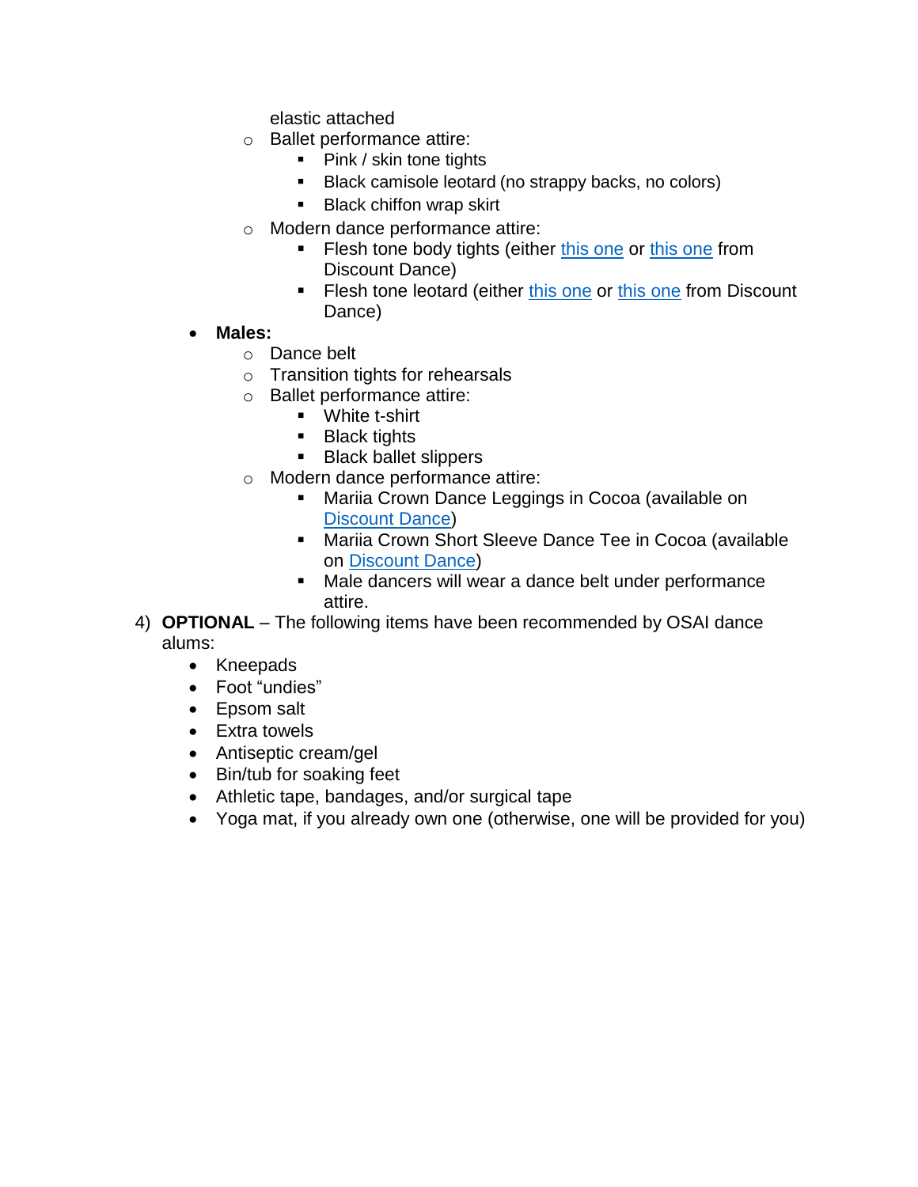elastic attached
    - Ballet performance attire:
        - Pink / skin tone tights
        - Black camisole leotard (no strappy backs, no colors)
        - Black chiffon wrap skirt
    - Modern dance performance attire:
        - Flesh tone body tights (either this one or this one from Discount Dance)
        - Flesh tone leotard (either this one or this one from Discount Dance)
- **Males:**
    - Dance belt
    - Transition tights for rehearsals
    - Ballet performance attire:
        - White t-shirt
        - Black tights
        - Black ballet slippers
    - Modern dance performance attire:
        - Mariia Crown Dance Leggings in Cocoa (available on Discount Dance)
        - Mariia Crown Short Sleeve Dance Tee in Cocoa (available on Discount Dance)
        - Male dancers will wear a dance belt under performance attire.

4) **OPTIONAL** – The following items have been recommended by OSAI dance alums:
    - Kneepads
    - Foot "undies"
    - Epsom salt
    - Extra towels
    - Antiseptic cream/gel
    - Bin/tub for soaking feet
    - Athletic tape, bandages, and/or surgical tape
    - Yoga mat, if you already own one (otherwise, one will be provided for you)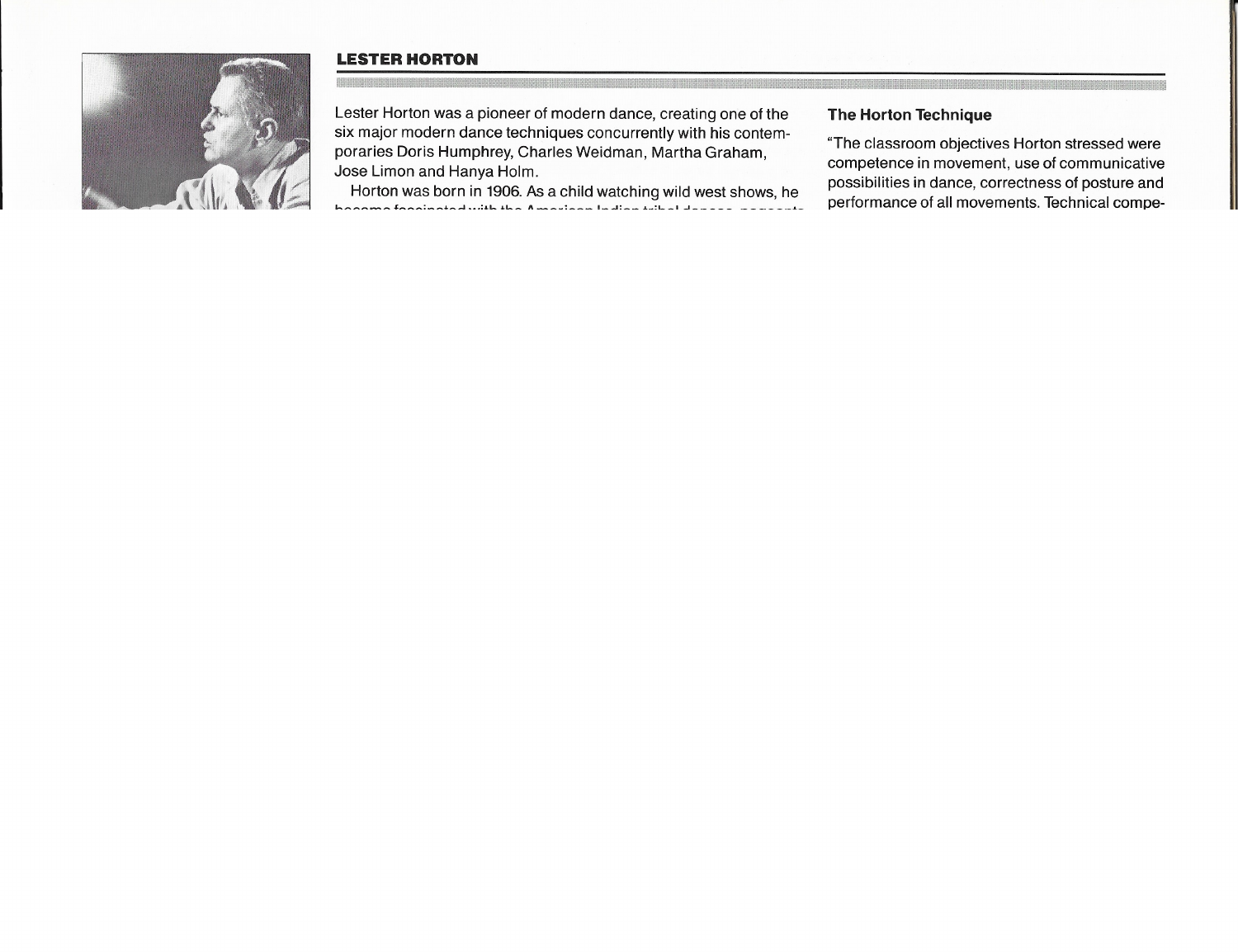## LESTER HORTON

Lester Horton was a pioneer of modern dance, creating one of the six major modern dance techniques concurrently with his contemporaries Doris Humphrey, Charles Weidman, Martha Graham, Jose Limon and Hanya Holm.

Horton was born in 1906. As a child watching wild west shows, he

### The Horton Technique

"The classroom objectives Horton stressed were competence in movement, use of communicative possibilities in dance, correctness of posture and performance of all movements. Technical compe-